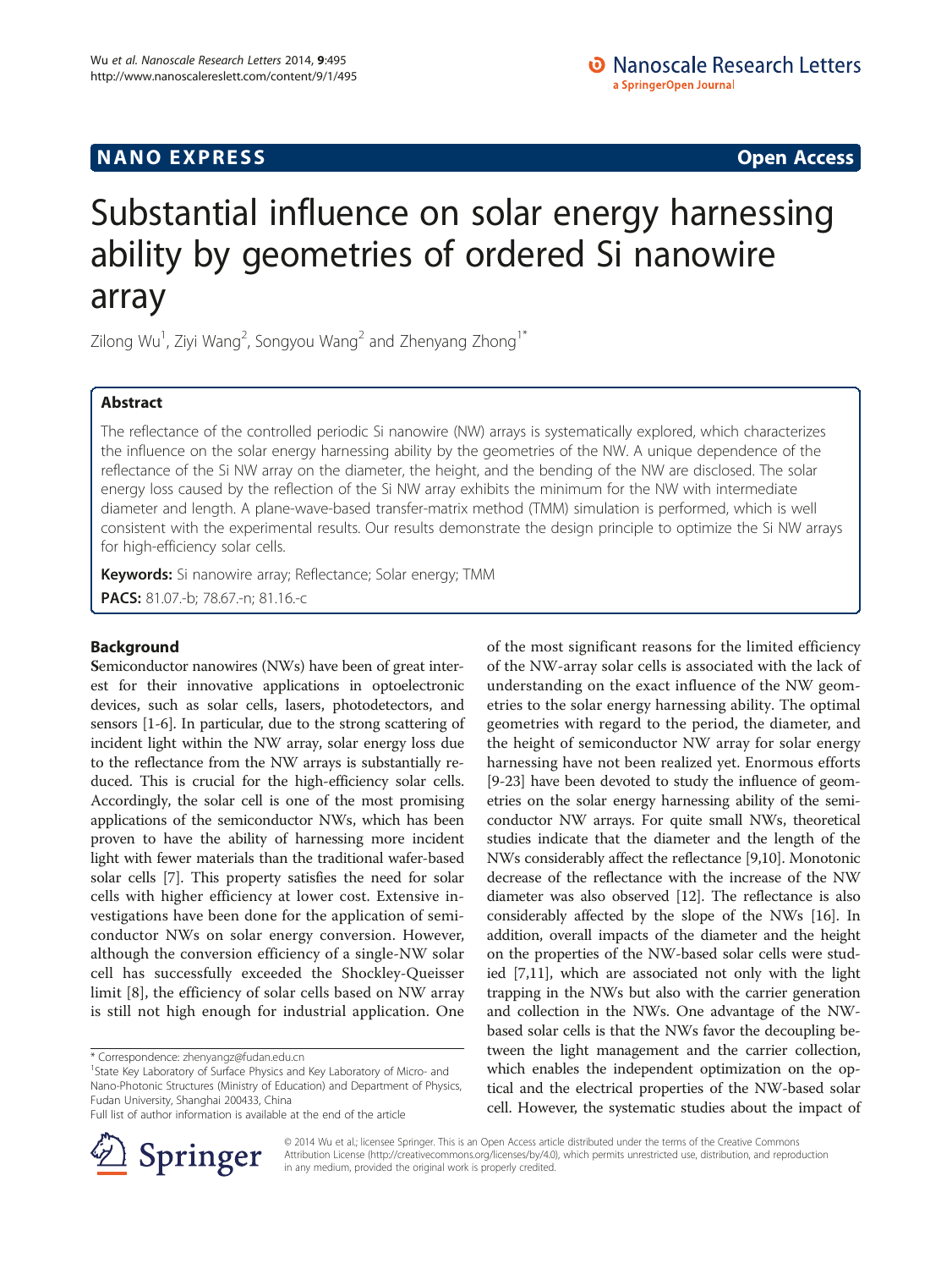NANO EXPRESS **Open Access**

# Substantial influence on solar energy harnessing ability by geometries of ordered Si nanowire array

Zilong Wu[1], Ziyi Wang[2], Songyou Wang[2] and Zhenyang Zhong[1*]

## Abstract

The reflectance of the controlled periodic Si nanowire (NW) arrays is systematically explored, which characterizes the influence on the solar energy harnessing ability by the geometries of the NW. A unique dependence of the reflectance of the Si NW array on the diameter, the height, and the bending of the NW are disclosed. The solar energy loss caused by the reflection of the Si NW array exhibits the minimum for the NW with intermediate diameter and length. A plane-wave-based transfer-matrix method (TMM) simulation is performed, which is well consistent with the experimental results. Our results demonstrate the design principle to optimize the Si NW arrays for high-efficiency solar cells.

**Keywords:** Si nanowire array; Reflectance; Solar energy; TMM

**PACS:** 81.07.-b; 78.67.-n; 81.16.-c

## Background

Semiconductor nanowires (NWs) have been of great interest for their innovative applications in optoelectronic devices, such as solar cells, lasers, photodetectors, and sensors [1-6]. In particular, due to the strong scattering of incident light within the NW array, solar energy loss due to the reflectance from the NW arrays is substantially reduced. This is crucial for the high-efficiency solar cells. Accordingly, the solar cell is one of the most promising applications of the semiconductor NWs, which has been proven to have the ability of harnessing more incident light with fewer materials than the traditional wafer-based solar cells [7]. This property satisfies the need for solar cells with higher efficiency at lower cost. Extensive investigations have been done for the application of semiconductor NWs on solar energy conversion. However, although the conversion efficiency of a single-NW solar cell has successfully exceeded the Shockley-Queisser limit [8], the efficiency of solar cells based on NW array is still not high enough for industrial application. One of the most significant reasons for the limited efficiency of the NW-array solar cells is associated with the lack of understanding on the exact influence of the NW geometries to the solar energy harnessing ability. The optimal geometries with regard to the period, the diameter, and the height of semiconductor NW array for solar energy harnessing have not been realized yet. Enormous efforts [9-23] have been devoted to study the influence of geometries on the solar energy harnessing ability of the semiconductor NW arrays. For quite small NWs, theoretical studies indicate that the diameter and the length of the NWs considerably affect the reflectance [9,10]. Monotonic decrease of the reflectance with the increase of the NW diameter was also observed [12]. The reflectance is also considerably affected by the slope of the NWs [16]. In addition, overall impacts of the diameter and the height on the properties of the NW-based solar cells were studied [7,11], which are associated not only with the light trapping in the NWs but also with the carrier generation and collection in the NWs. One advantage of the NW-based solar cells is that the NWs favor the decoupling between the light management and the carrier collection, which enables the independent optimization on the optical and the electrical properties of the NW-based solar cell. However, the systematic studies about the impact of

* Correspondence: zhenyangz@fudan.edu.cn
[1]State Key Laboratory of Surface Physics and Key Laboratory of Micro- and Nano-Photonic Structures (Ministry of Education) and Department of Physics, Fudan University, Shanghai 200433, China
Full list of author information is available at the end of the article

© 2014 Wu et al.; licensee Springer. This is an Open Access article distributed under the terms of the Creative Commons Attribution License (http://creativecommons.org/licenses/by/4.0), which permits unrestricted use, distribution, and reproduction in any medium, provided the original work is properly credited.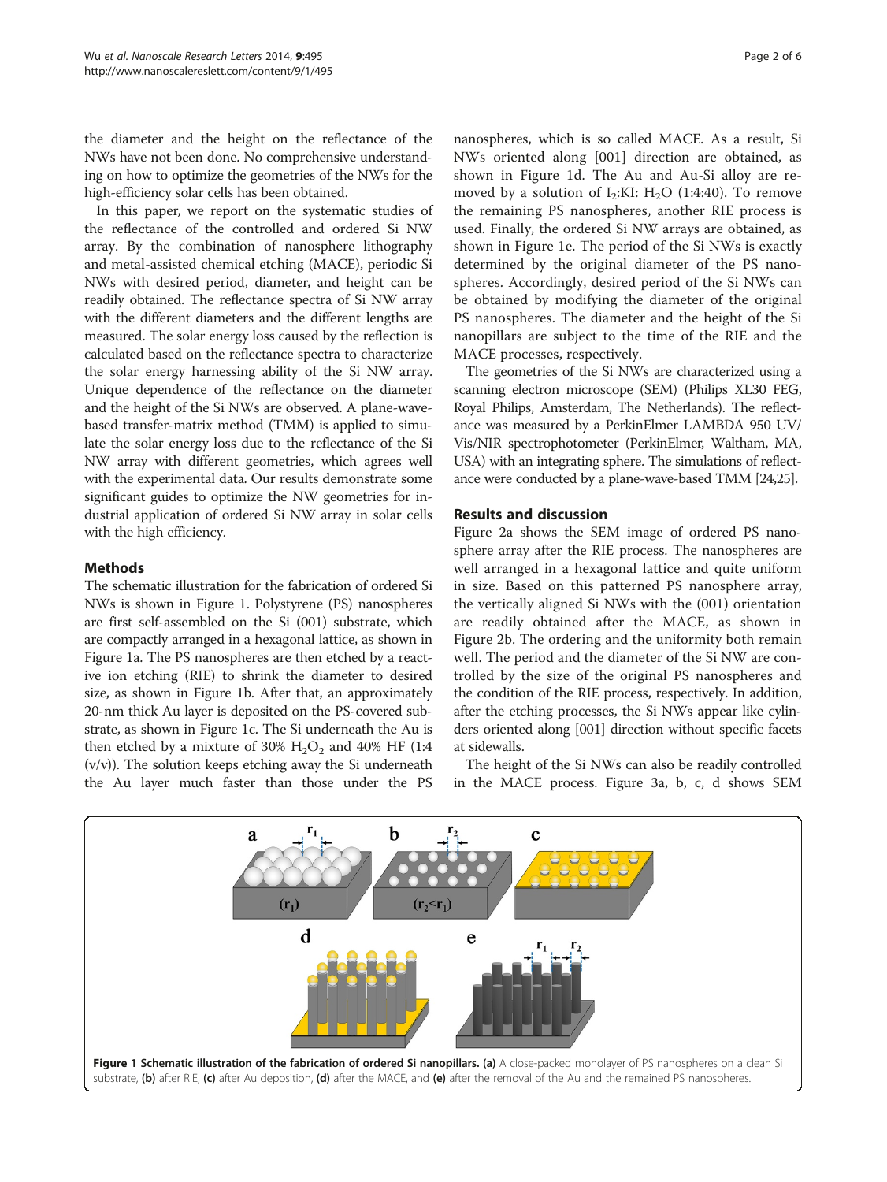the diameter and the height on the reflectance of the NWs have not been done. No comprehensive understanding on how to optimize the geometries of the NWs for the high-efficiency solar cells has been obtained.

In this paper, we report on the systematic studies of the reflectance of the controlled and ordered Si NW array. By the combination of nanosphere lithography and metal-assisted chemical etching (MACE), periodic Si NWs with desired period, diameter, and height can be readily obtained. The reflectance spectra of Si NW array with the different diameters and the different lengths are measured. The solar energy loss caused by the reflection is calculated based on the reflectance spectra to characterize the solar energy harnessing ability of the Si NW array. Unique dependence of the reflectance on the diameter and the height of the Si NWs are observed. A plane-wave-based transfer-matrix method (TMM) is applied to simulate the solar energy loss due to the reflectance of the Si NW array with different geometries, which agrees well with the experimental data. Our results demonstrate some significant guides to optimize the NW geometries for industrial application of ordered Si NW array in solar cells with the high efficiency.

## Methods

The schematic illustration for the fabrication of ordered Si NWs is shown in Figure 1. Polystyrene (PS) nanospheres are first self-assembled on the Si (001) substrate, which are compactly arranged in a hexagonal lattice, as shown in Figure 1a. The PS nanospheres are then etched by a reactive ion etching (RIE) to shrink the diameter to desired size, as shown in Figure 1b. After that, an approximately 20-nm thick Au layer is deposited on the PS-covered substrate, as shown in Figure 1c. The Si underneath the Au is then etched by a mixture of 30% $H_2O_2$ and 40% HF (1:4 (v/v)). The solution keeps etching away the Si underneath the Au layer much faster than those under the PS nanospheres, which is so called MACE. As a result, Si NWs oriented along [001] direction are obtained, as shown in Figure 1d. The Au and Au-Si alloy are removed by a solution of $I_2$:KI: $H_2O$ (1:4:40). To remove the remaining PS nanospheres, another RIE process is used. Finally, the ordered Si NW arrays are obtained, as shown in Figure 1e. The period of the Si NWs is exactly determined by the original diameter of the PS nanospheres. Accordingly, desired period of the Si NWs can be obtained by modifying the diameter of the original PS nanospheres. The diameter and the height of the Si nanopillars are subject to the time of the RIE and the MACE processes, respectively.

The geometries of the Si NWs are characterized using a scanning electron microscope (SEM) (Philips XL30 FEG, Royal Philips, Amsterdam, The Netherlands). The reflectance was measured by a PerkinElmer LAMBDA 950 UV/Vis/NIR spectrophotometer (PerkinElmer, Waltham, MA, USA) with an integrating sphere. The simulations of reflectance were conducted by a plane-wave-based TMM [24,25].

## Results and discussion

Figure 2a shows the SEM image of ordered PS nanosphere array after the RIE process. The nanospheres are well arranged in a hexagonal lattice and quite uniform in size. Based on this patterned PS nanosphere array, the vertically aligned Si NWs with the (001) orientation are readily obtained after the MACE, as shown in Figure 2b. The ordering and the uniformity both remain well. The period and the diameter of the Si NW are controlled by the size of the original PS nanospheres and the condition of the RIE process, respectively. In addition, after the etching processes, the Si NWs appear like cylinders oriented along [001] direction without specific facets at sidewalls.

The height of the Si NWs can also be readily controlled in the MACE process. Figure 3a, b, c, d shows SEM

**Figure 1 Schematic illustration of the fabrication of ordered Si nanopillars. (a)** A close-packed monolayer of PS nanospheres on a clean Si substrate, **(b)** after RIE, **(c)** after Au deposition, **(d)** after the MACE, and **(e)** after the removal of the Au and the remained PS nanospheres.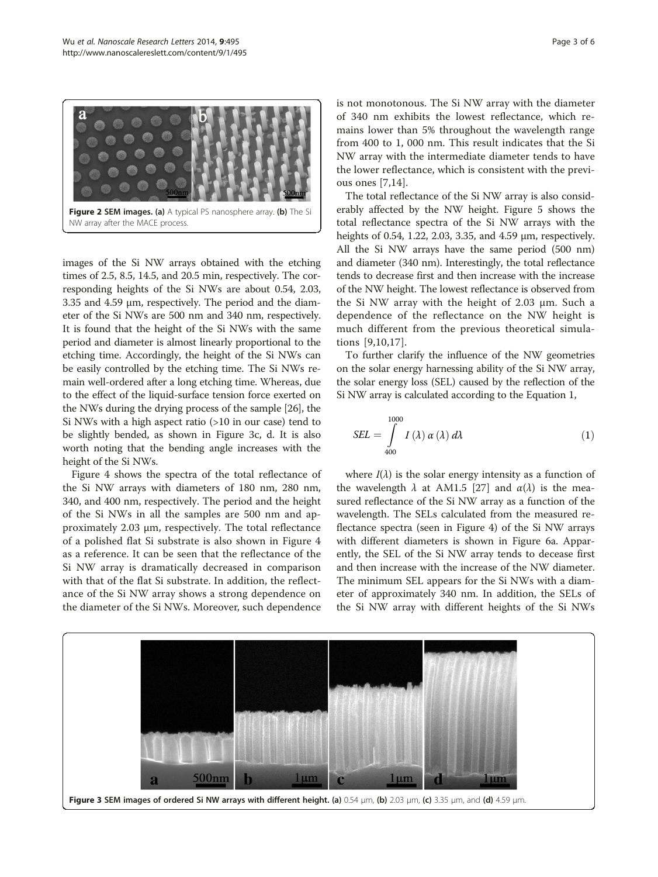**Figure 2 SEM images. (a)** A typical PS nanosphere array. **(b)** The Si NW array after the MACE process.

images of the Si NW arrays obtained with the etching times of 2.5, 8.5, 14.5, and 20.5 min, respectively. The corresponding heights of the Si NWs are about 0.54, 2.03, 3.35 and 4.59 μm, respectively. The period and the diameter of the Si NWs are 500 nm and 340 nm, respectively. It is found that the height of the Si NWs with the same period and diameter is almost linearly proportional to the etching time. Accordingly, the height of the Si NWs can be easily controlled by the etching time. The Si NWs remain well-ordered after a long etching time. Whereas, due to the effect of the liquid-surface tension force exerted on the NWs during the drying process of the sample [26], the Si NWs with a high aspect ratio (>10 in our case) tend to be slightly bended, as shown in Figure 3c, d. It is also worth noting that the bending angle increases with the height of the Si NWs.

Figure 4 shows the spectra of the total reflectance of the Si NW arrays with diameters of 180 nm, 280 nm, 340, and 400 nm, respectively. The period and the height of the Si NWs in all the samples are 500 nm and approximately 2.03 μm, respectively. The total reflectance of a polished flat Si substrate is also shown in Figure 4 as a reference. It can be seen that the reflectance of the Si NW array is dramatically decreased in comparison with that of the flat Si substrate. In addition, the reflectance of the Si NW array shows a strong dependence on the diameter of the Si NWs. Moreover, such dependence is not monotonous. The Si NW array with the diameter of 340 nm exhibits the lowest reflectance, which remains lower than 5% throughout the wavelength range from 400 to 1, 000 nm. This result indicates that the Si NW array with the intermediate diameter tends to have the lower reflectance, which is consistent with the previous ones [7,14].

The total reflectance of the Si NW array is also considerably affected by the NW height. Figure 5 shows the total reflectance spectra of the Si NW arrays with the heights of 0.54, 1.22, 2.03, 3.35, and 4.59 μm, respectively. All the Si NW arrays have the same period (500 nm) and diameter (340 nm). Interestingly, the total reflectance tends to decrease first and then increase with the increase of the NW height. The lowest reflectance is observed from the Si NW array with the height of 2.03 μm. Such a dependence of the reflectance on the NW height is much different from the previous theoretical simulations [9,10,17].

To further clarify the influence of the NW geometries on the solar energy harnessing ability of the Si NW array, the solar energy loss (SEL) caused by the reflection of the Si NW array is calculated according to the Equation 1,

$$SEL = \int_{400}^{1000} I(\lambda)\, \alpha(\lambda)\, d\lambda \tag{1}$$

where $I(\lambda)$ is the solar energy intensity as a function of the wavelength $\lambda$ at AM1.5 [27] and $\alpha(\lambda)$ is the measured reflectance of the Si NW array as a function of the wavelength. The SELs calculated from the measured reflectance spectra (seen in Figure 4) of the Si NW arrays with different diameters is shown in Figure 6a. Apparently, the SEL of the Si NW array tends to decease first and then increase with the increase of the NW diameter. The minimum SEL appears for the Si NWs with a diameter of approximately 340 nm. In addition, the SELs of the Si NW array with different heights of the Si NWs

**Figure 3 SEM images of ordered Si NW arrays with different height. (a)** 0.54 μm, **(b)** 2.03 μm, **(c)** 3.35 μm, and **(d)** 4.59 μm.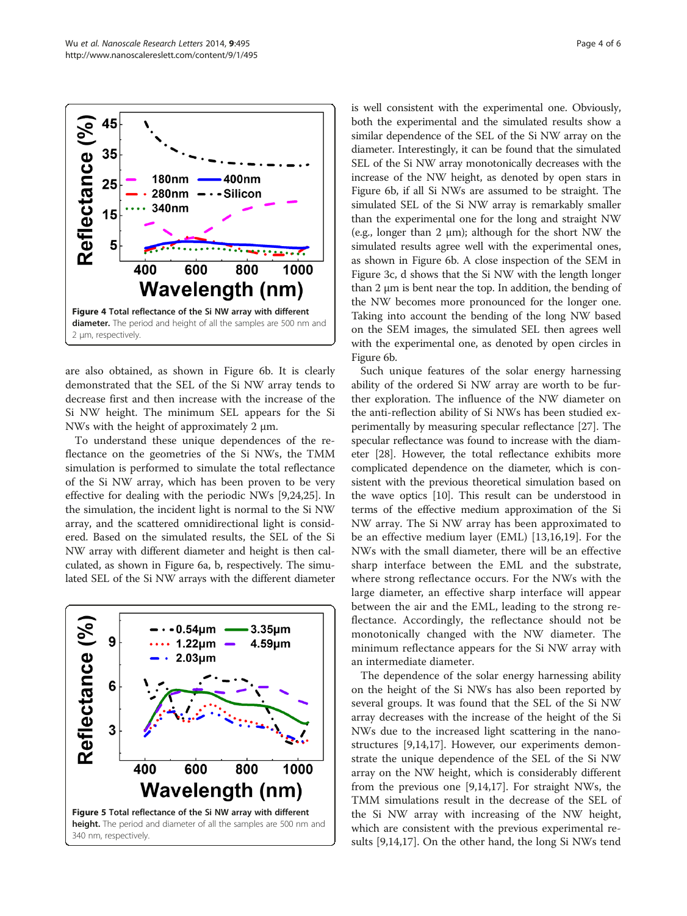Figure 4 Total reflectance of the Si NW array with different diameter. The period and height of all the samples are 500 nm and 2 μm, respectively.

are also obtained, as shown in Figure 6b. It is clearly demonstrated that the SEL of the Si NW array tends to decrease first and then increase with the increase of the Si NW height. The minimum SEL appears for the Si NWs with the height of approximately 2 μm.

To understand these unique dependences of the reflectance on the geometries of the Si NWs, the TMM simulation is performed to simulate the total reflectance of the Si NW array, which has been proven to be very effective for dealing with the periodic NWs [9,24,25]. In the simulation, the incident light is normal to the Si NW array, and the scattered omnidirectional light is considered. Based on the simulated results, the SEL of the Si NW array with different diameter and height is then calculated, as shown in Figure 6a, b, respectively. The simulated SEL of the Si NW arrays with the different diameter

Figure 5 Total reflectance of the Si NW array with different height. The period and diameter of all the samples are 500 nm and 340 nm, respectively.

is well consistent with the experimental one. Obviously, both the experimental and the simulated results show a similar dependence of the SEL of the Si NW array on the diameter. Interestingly, it can be found that the simulated SEL of the Si NW array monotonically decreases with the increase of the NW height, as denoted by open stars in Figure 6b, if all Si NWs are assumed to be straight. The simulated SEL of the Si NW array is remarkably smaller than the experimental one for the long and straight NW (e.g., longer than 2 μm); although for the short NW the simulated results agree well with the experimental ones, as shown in Figure 6b. A close inspection of the SEM in Figure 3c, d shows that the Si NW with the length longer than 2 μm is bent near the top. In addition, the bending of the NW becomes more pronounced for the longer one. Taking into account the bending of the long NW based on the SEM images, the simulated SEL then agrees well with the experimental one, as denoted by open circles in Figure 6b.

Such unique features of the solar energy harnessing ability of the ordered Si NW array are worth to be further exploration. The influence of the NW diameter on the anti-reflection ability of Si NWs has been studied experimentally by measuring specular reflectance [27]. The specular reflectance was found to increase with the diameter [28]. However, the total reflectance exhibits more complicated dependence on the diameter, which is consistent with the previous theoretical simulation based on the wave optics [10]. This result can be understood in terms of the effective medium approximation of the Si NW array. The Si NW array has been approximated to be an effective medium layer (EML) [13,16,19]. For the NWs with the small diameter, there will be an effective sharp interface between the EML and the substrate, where strong reflectance occurs. For the NWs with the large diameter, an effective sharp interface will appear between the air and the EML, leading to the strong reflectance. Accordingly, the reflectance should not be monotonically changed with the NW diameter. The minimum reflectance appears for the Si NW array with an intermediate diameter.

The dependence of the solar energy harnessing ability on the height of the Si NWs has also been reported by several groups. It was found that the SEL of the Si NW array decreases with the increase of the height of the Si NWs due to the increased light scattering in the nanostructures [9,14,17]. However, our experiments demonstrate the unique dependence of the SEL of the Si NW array on the NW height, which is considerably different from the previous one [9,14,17]. For straight NWs, the TMM simulations result in the decrease of the SEL of the Si NW array with increasing of the NW height, which are consistent with the previous experimental results [9,14,17]. On the other hand, the long Si NWs tend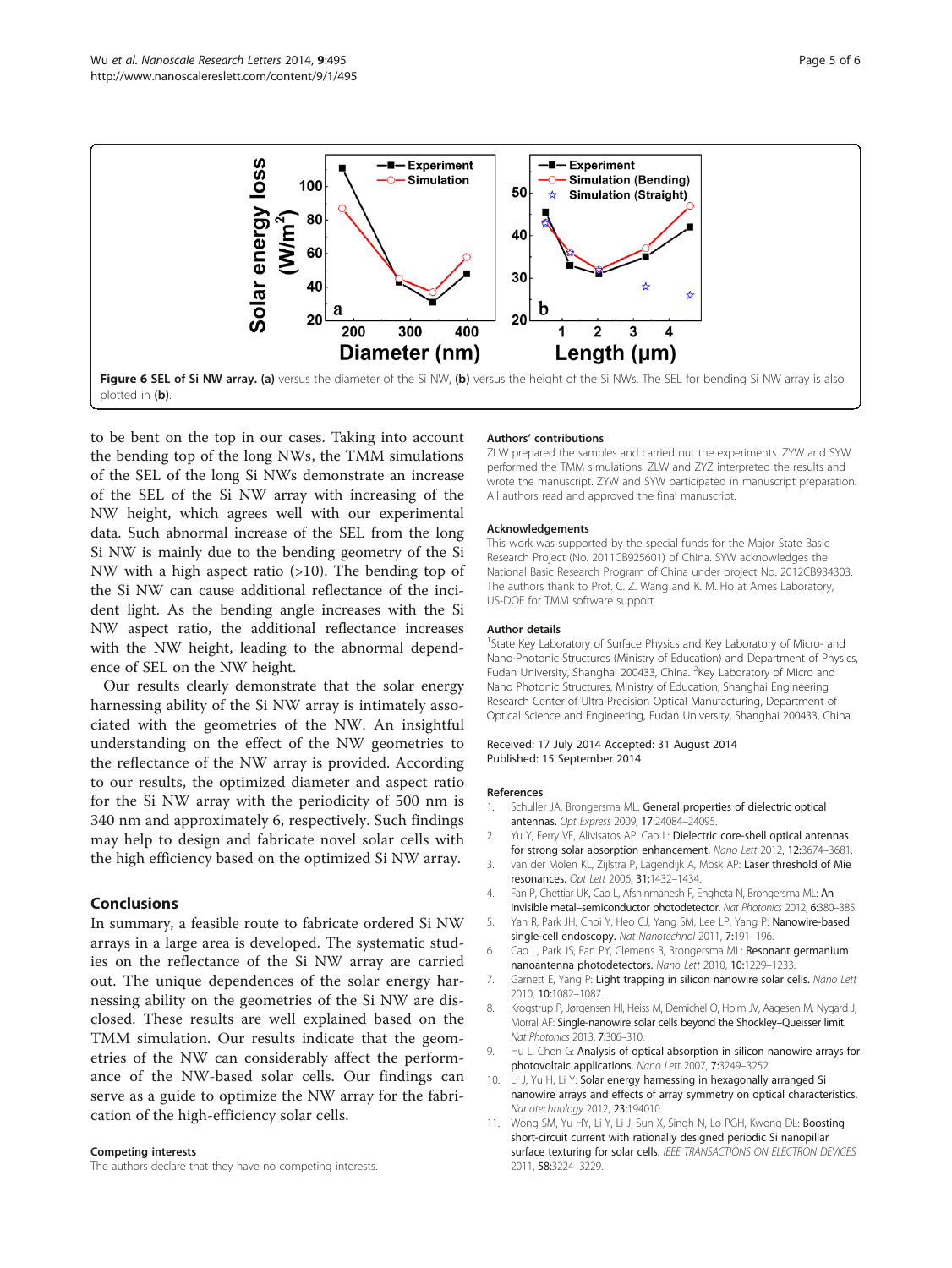Solar energy loss (W/m$^2$)

Experiment
Simulation

100
80
60
40
20

a

200 300 400

Diameter (nm)

Experiment
Simulation (Bending)
Simulation (Straight)

50
40
30
20

b

1 2 3 4

Length (μm)

**Figure 6 SEL of Si NW array. (a)** versus the diameter of the Si NW, **(b)** versus the height of the Si NWs. The SEL for bending Si NW array is also plotted in **(b)**.

to be bent on the top in our cases. Taking into account the bending top of the long NWs, the TMM simulations of the SEL of the long Si NWs demonstrate an increase of the SEL of the Si NW array with increasing of the NW height, which agrees well with our experimental data. Such abnormal increase of the SEL from the long Si NW is mainly due to the bending geometry of the Si NW with a high aspect ratio (>10). The bending top of the Si NW can cause additional reflectance of the incident light. As the bending angle increases with the Si NW aspect ratio, the additional reflectance increases with the NW height, leading to the abnormal dependence of SEL on the NW height.

Our results clearly demonstrate that the solar energy harnessing ability of the Si NW array is intimately associated with the geometries of the NW. An insightful understanding on the effect of the NW geometries to the reflectance of the NW array is provided. According to our results, the optimized diameter and aspect ratio for the Si NW array with the periodicity of 500 nm is 340 nm and approximately 6, respectively. Such findings may help to design and fabricate novel solar cells with the high efficiency based on the optimized Si NW array.

## Conclusions

In summary, a feasible route to fabricate ordered Si NW arrays in a large area is developed. The systematic studies on the reflectance of the Si NW array are carried out. The unique dependences of the solar energy harnessing ability on the geometries of the Si NW are disclosed. These results are well explained based on the TMM simulation. Our results indicate that the geometries of the NW can considerably affect the performance of the NW-based solar cells. Our findings can serve as a guide to optimize the NW array for the fabrication of the high-efficiency solar cells.

#### Competing interests

The authors declare that they have no competing interests.

#### Authors' contributions

ZLW prepared the samples and carried out the experiments. ZYW and SYW performed the TMM simulations. ZLW and ZYZ interpreted the results and wrote the manuscript. ZYW and SYW participated in manuscript preparation. All authors read and approved the final manuscript.

#### Acknowledgements

This work was supported by the special funds for the Major State Basic Research Project (No. 2011CB925601) of China. SYW acknowledges the National Basic Research Program of China under project No. 2012CB934303. The authors thank to Prof. C. Z. Wang and K. M. Ho at Ames Laboratory, US-DOE for TMM software support.

#### Author details

[1]State Key Laboratory of Surface Physics and Key Laboratory of Micro- and Nano-Photonic Structures (Ministry of Education) and Department of Physics, Fudan University, Shanghai 200433, China. [2]Key Laboratory of Micro and Nano Photonic Structures, Ministry of Education, Shanghai Engineering Research Center of Ultra-Precision Optical Manufacturing, Department of Optical Science and Engineering, Fudan University, Shanghai 200433, China.

Received: 17 July 2014 Accepted: 31 August 2014
Published: 15 September 2014

#### References

1. Schuller JA, Brongersma ML: **General properties of dielectric optical antennas.** *Opt Express* 2009, **17:**24084–24095.
2. Yu Y, Ferry VE, Alivisatos AP, Cao L: **Dielectric core-shell optical antennas for strong solar absorption enhancement.** *Nano Lett* 2012, **12:**3674–3681.
3. van der Molen KL, Zijlstra P, Lagendijk A, Mosk AP: **Laser threshold of Mie resonances.** *Opt Lett* 2006, **31:**1432–1434.
4. Fan P, Chettiar UK, Cao L, Afshinmanesh F, Engheta N, Brongersma ML: **An invisible metal–semiconductor photodetector.** *Nat Photonics* 2012, **6:**380–385.
5. Yan R, Park JH, Choi Y, Heo CJ, Yang SM, Lee LP, Yang P: **Nanowire-based single-cell endoscopy.** *Nat Nanotechnol* 2011, **7:**191–196.
6. Cao L, Park JS, Fan PY, Clemens B, Brongersma ML: **Resonant germanium nanoantenna photodetectors.** *Nano Lett* 2010, **10:**1229–1233.
7. Garnett E, Yang P: **Light trapping in silicon nanowire solar cells.** *Nano Lett* 2010, **10:**1082–1087.
8. Krogstrup P, Jørgensen HI, Heiss M, Demichel O, Holm JV, Aagesen M, Nygard J, Morral AF: **Single-nanowire solar cells beyond the Shockley–Queisser limit.** *Nat Photonics* 2013, **7:**306–310.
9. Hu L, Chen G: **Analysis of optical absorption in silicon nanowire arrays for photovoltaic applications.** *Nano Lett* 2007, **7:**3249–3252.
10. Li J, Yu H, Li Y: **Solar energy harnessing in hexagonally arranged Si nanowire arrays and effects of array symmetry on optical characteristics.** *Nanotechnology* 2012, **23:**194010.
11. Wong SM, Yu HY, Li Y, Li J, Sun X, Singh N, Lo PGH, Kwong DL: **Boosting short-circuit current with rationally designed periodic Si nanopillar surface texturing for solar cells.** *IEEE TRANSACTIONS ON ELECTRON DEVICES* 2011, **58:**3224–3229.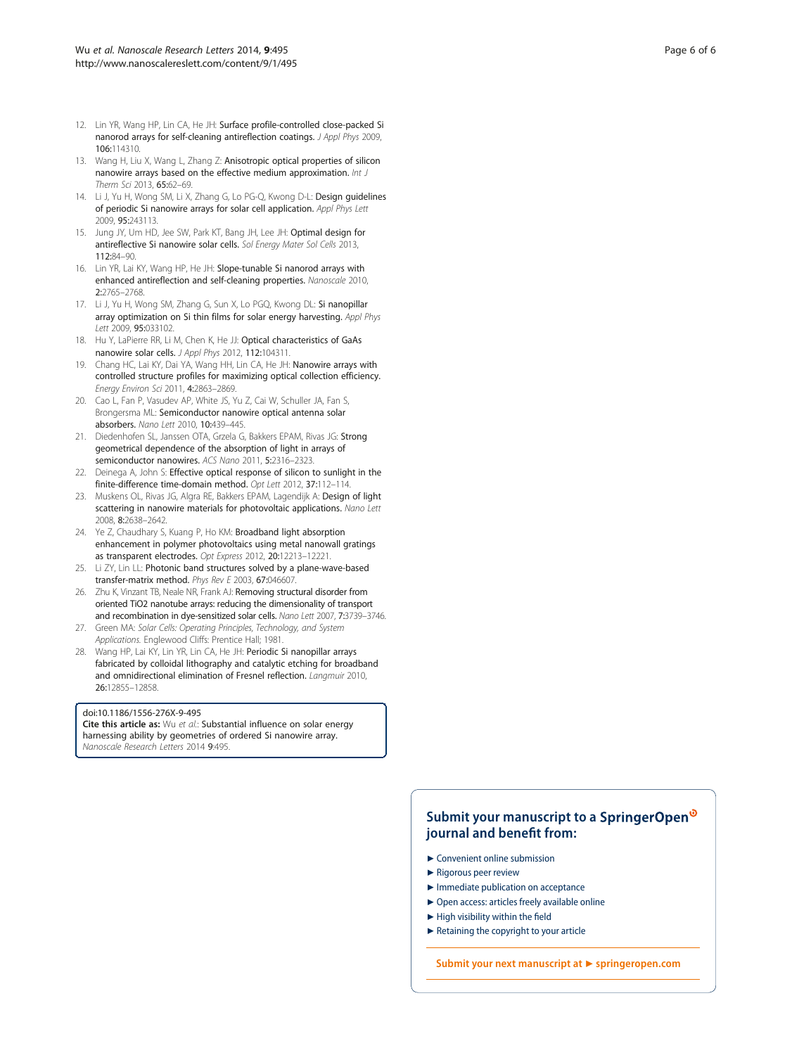12. Lin YR, Wang HP, Lin CA, He JH: **Surface profile-controlled close-packed Si nanorod arrays for self-cleaning antireflection coatings.** *J Appl Phys* 2009, **106:**114310.
13. Wang H, Liu X, Wang L, Zhang Z: **Anisotropic optical properties of silicon nanowire arrays based on the effective medium approximation.** *Int J Therm Sci* 2013, **65:**62–69.
14. Li J, Yu H, Wong SM, Li X, Zhang G, Lo PG-Q, Kwong D-L: **Design guidelines of periodic Si nanowire arrays for solar cell application.** *Appl Phys Lett* 2009, **95:**243113.
15. Jung JY, Um HD, Jee SW, Park KT, Bang JH, Lee JH: **Optimal design for antireflective Si nanowire solar cells.** *Sol Energy Mater Sol Cells* 2013, **112:**84–90.
16. Lin YR, Lai KY, Wang HP, He JH: **Slope-tunable Si nanorod arrays with enhanced antireflection and self-cleaning properties.** *Nanoscale* 2010, **2:**2765–2768.
17. Li J, Yu H, Wong SM, Zhang G, Sun X, Lo PGQ, Kwong DL: **Si nanopillar array optimization on Si thin films for solar energy harvesting.** *Appl Phys Lett* 2009, **95:**033102.
18. Hu Y, LaPierre RR, Li M, Chen K, He JJ: **Optical characteristics of GaAs nanowire solar cells.** *J Appl Phys* 2012, **112:**104311.
19. Chang HC, Lai KY, Dai YA, Wang HH, Lin CA, He JH: **Nanowire arrays with controlled structure profiles for maximizing optical collection efficiency.** *Energy Environ Sci* 2011, **4:**2863–2869.
20. Cao L, Fan P, Vasudev AP, White JS, Yu Z, Cai W, Schuller JA, Fan S, Brongersma ML: **Semiconductor nanowire optical antenna solar absorbers.** *Nano Lett* 2010, **10:**439–445.
21. Diedenhofen SL, Janssen OTA, Grzela G, Bakkers EPAM, Rivas JG: **Strong geometrical dependence of the absorption of light in arrays of semiconductor nanowires.** *ACS Nano* 2011, **5:**2316–2323.
22. Deinega A, John S: **Effective optical response of silicon to sunlight in the finite-difference time-domain method.** *Opt Lett* 2012, **37:**112–114.
23. Muskens OL, Rivas JG, Algra RE, Bakkers EPAM, Lagendijk A: **Design of light scattering in nanowire materials for photovoltaic applications.** *Nano Lett* 2008, **8:**2638–2642.
24. Ye Z, Chaudhary S, Kuang P, Ho KM: **Broadband light absorption enhancement in polymer photovoltaics using metal nanowall gratings as transparent electrodes.** *Opt Express* 2012, **20:**12213–12221.
25. Li ZY, Lin LL: **Photonic band structures solved by a plane-wave-based transfer-matrix method.** *Phys Rev E* 2003, **67:**046607.
26. Zhu K, Vinzant TB, Neale NR, Frank AJ: **Removing structural disorder from oriented TiO2 nanotube arrays: reducing the dimensionality of transport and recombination in dye-sensitized solar cells.** *Nano Lett* 2007, **7:**3739–3746.
27. Green MA: *Solar Cells: Operating Principles, Technology, and System Applications.* Englewood Cliffs: Prentice Hall; 1981.
28. Wang HP, Lai KY, Lin YR, Lin CA, He JH: **Periodic Si nanopillar arrays fabricated by colloidal lithography and catalytic etching for broadband and omnidirectional elimination of Fresnel reflection.** *Langmuir* 2010, **26:**12855–12858.

doi:10.1186/1556-276X-9-495
**Cite this article as:** Wu *et al.*: Substantial influence on solar energy harnessing ability by geometries of ordered Si nanowire array. *Nanoscale Research Letters* 2014 **9**:495.

**Submit your manuscript to a SpringerOpen journal and benefit from:**

- ► Convenient online submission
- ► Rigorous peer review
- ► Immediate publication on acceptance
- ► Open access: articles freely available online
- ► High visibility within the field
- ► Retaining the copyright to your article

**Submit your next manuscript at ► springeropen.com**